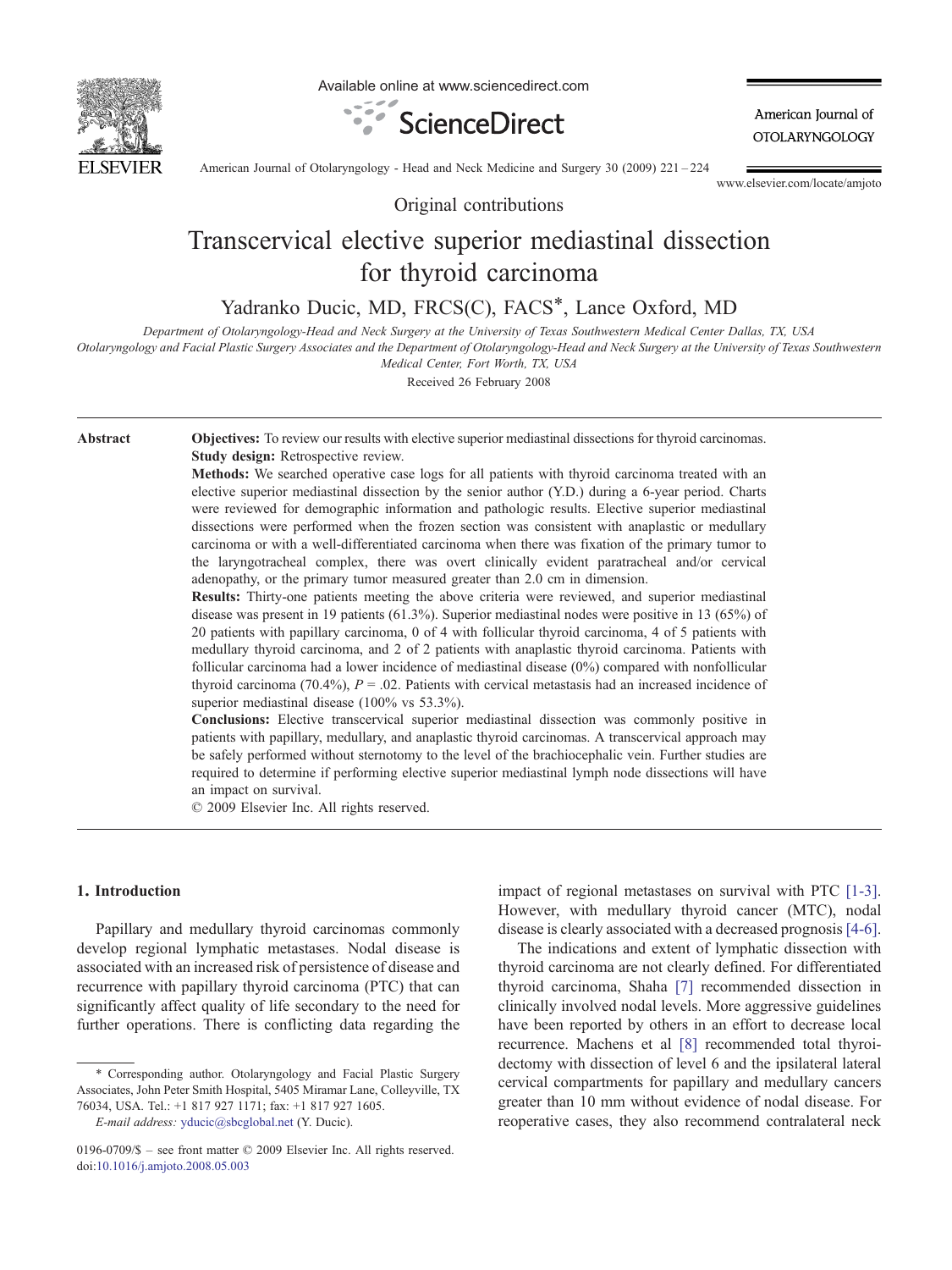Original contributions

# Transcervical elective superior mediastinal dissection for thyroid carcinoma

Yadranko Ducic, MD, FRCS(C), FACS*, Lance Oxford, MD

*Department of Otolaryngology-Head and Neck Surgery at the University of Texas Southwestern Medical Center Dallas, TX, USA*
*Otolaryngology and Facial Plastic Surgery Associates and the Department of Otolaryngology-Head and Neck Surgery at the University of Texas Southwestern Medical Center, Fort Worth, TX, USA*

Received 26 February 2008

**Abstract**

**Objectives:** To review our results with elective superior mediastinal dissections for thyroid carcinomas.

**Study design:** Retrospective review.

**Methods:** We searched operative case logs for all patients with thyroid carcinoma treated with an elective superior mediastinal dissection by the senior author (Y.D.) during a 6-year period. Charts were reviewed for demographic information and pathologic results. Elective superior mediastinal dissections were performed when the frozen section was consistent with anaplastic or medullary carcinoma or with a well-differentiated carcinoma when there was fixation of the primary tumor to the laryngotracheal complex, there was overt clinically evident paratracheal and/or cervical adenopathy, or the primary tumor measured greater than 2.0 cm in dimension.

**Results:** Thirty-one patients meeting the above criteria were reviewed, and superior mediastinal disease was present in 19 patients (61.3%). Superior mediastinal nodes were positive in 13 (65%) of 20 patients with papillary carcinoma, 0 of 4 with follicular thyroid carcinoma, 4 of 5 patients with medullary thyroid carcinoma, and 2 of 2 patients with anaplastic thyroid carcinoma. Patients with follicular carcinoma had a lower incidence of mediastinal disease (0%) compared with nonfollicular thyroid carcinoma (70.4%), $P = .02$. Patients with cervical metastasis had an increased incidence of superior mediastinal disease (100% vs 53.3%).

**Conclusions:** Elective transcervical superior mediastinal dissection was commonly positive in patients with papillary, medullary, and anaplastic thyroid carcinomas. A transcervical approach may be safely performed without sternotomy to the level of the brachiocephalic vein. Further studies are required to determine if performing elective superior mediastinal lymph node dissections will have an impact on survival.

© 2009 Elsevier Inc. All rights reserved.

## 1. Introduction

Papillary and medullary thyroid carcinomas commonly develop regional lymphatic metastases. Nodal disease is associated with an increased risk of persistence of disease and recurrence with papillary thyroid carcinoma (PTC) that can significantly affect quality of life secondary to the need for further operations. There is conflicting data regarding the impact of regional metastases on survival with PTC [1-3]. However, with medullary thyroid cancer (MTC), nodal disease is clearly associated with a decreased prognosis [4-6].

The indications and extent of lymphatic dissection with thyroid carcinoma are not clearly defined. For differentiated thyroid carcinoma, Shaha [7] recommended dissection in clinically involved nodal levels. More aggressive guidelines have been reported by others in an effort to decrease local recurrence. Machens et al [8] recommended total thyroidectomy with dissection of level 6 and the ipsilateral lateral cervical compartments for papillary and medullary cancers greater than 10 mm without evidence of nodal disease. For reoperative cases, they also recommend contralateral neck

* Corresponding author. Otolaryngology and Facial Plastic Surgery Associates, John Peter Smith Hospital, 5405 Miramar Lane, Colleyville, TX 76034, USA. Tel.: +1 817 927 1171; fax: +1 817 927 1605.

*E-mail address:* yducic@sbcglobal.net (Y. Ducic).

0196-0709/$ – see front matter © 2009 Elsevier Inc. All rights reserved.
doi:10.1016/j.amjoto.2008.05.003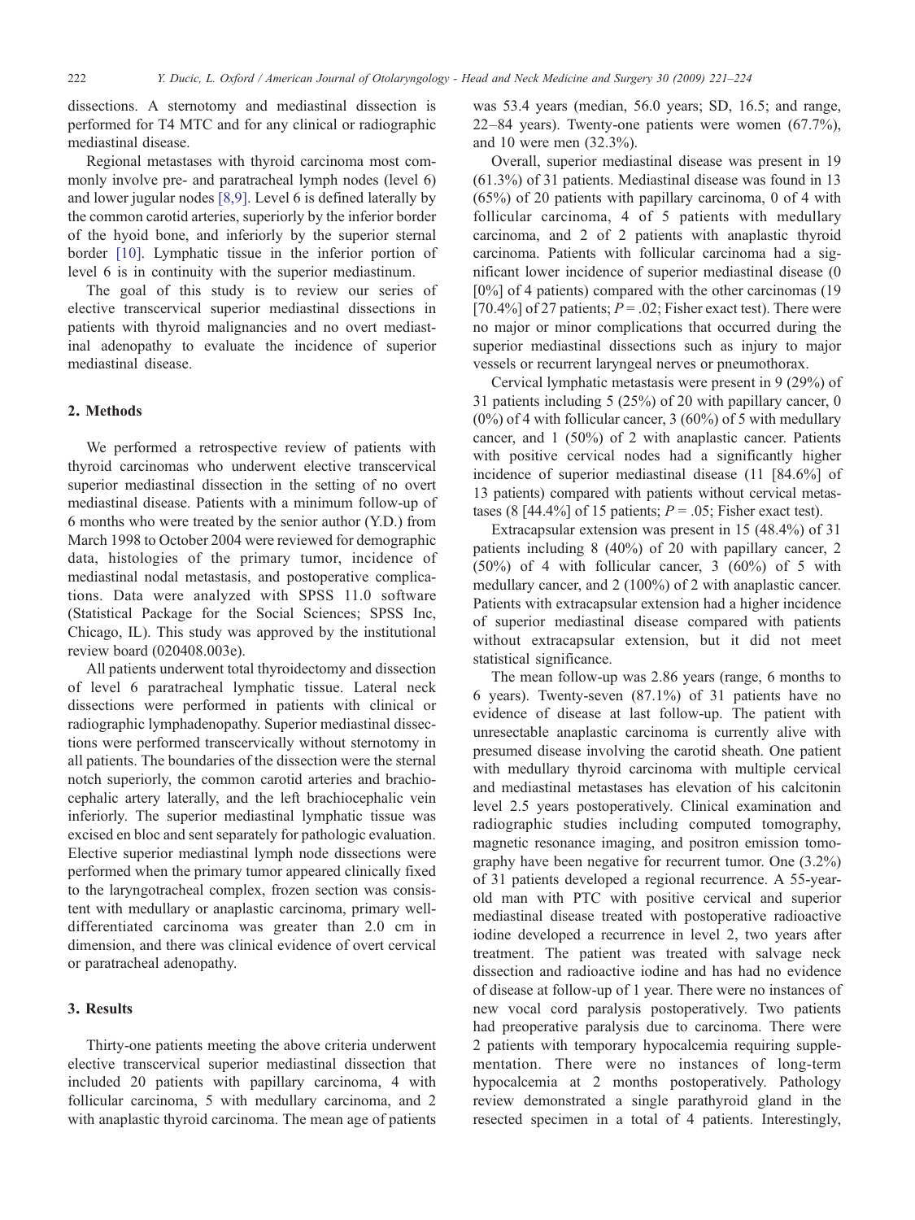dissections. A sternotomy and mediastinal dissection is performed for T4 MTC and for any clinical or radiographic mediastinal disease.

Regional metastases with thyroid carcinoma most commonly involve pre- and paratracheal lymph nodes (level 6) and lower jugular nodes [8,9]. Level 6 is defined laterally by the common carotid arteries, superiorly by the inferior border of the hyoid bone, and inferiorly by the superior sternal border [10]. Lymphatic tissue in the inferior portion of level 6 is in continuity with the superior mediastinum.

The goal of this study is to review our series of elective transcervical superior mediastinal dissections in patients with thyroid malignancies and no overt mediastinal adenopathy to evaluate the incidence of superior mediastinal disease.

## 2. Methods

We performed a retrospective review of patients with thyroid carcinomas who underwent elective transcervical superior mediastinal dissection in the setting of no overt mediastinal disease. Patients with a minimum follow-up of 6 months who were treated by the senior author (Y.D.) from March 1998 to October 2004 were reviewed for demographic data, histologies of the primary tumor, incidence of mediastinal nodal metastasis, and postoperative complications. Data were analyzed with SPSS 11.0 software (Statistical Package for the Social Sciences; SPSS Inc, Chicago, IL). This study was approved by the institutional review board (020408.003e).

All patients underwent total thyroidectomy and dissection of level 6 paratracheal lymphatic tissue. Lateral neck dissections were performed in patients with clinical or radiographic lymphadenopathy. Superior mediastinal dissections were performed transcervically without sternotomy in all patients. The boundaries of the dissection were the sternal notch superiorly, the common carotid arteries and brachiocephalic artery laterally, and the left brachiocephalic vein inferiorly. The superior mediastinal lymphatic tissue was excised en bloc and sent separately for pathologic evaluation. Elective superior mediastinal lymph node dissections were performed when the primary tumor appeared clinically fixed to the laryngotracheal complex, frozen section was consistent with medullary or anaplastic carcinoma, primary well-differentiated carcinoma was greater than 2.0 cm in dimension, and there was clinical evidence of overt cervical or paratracheal adenopathy.

## 3. Results

Thirty-one patients meeting the above criteria underwent elective transcervical superior mediastinal dissection that included 20 patients with papillary carcinoma, 4 with follicular carcinoma, 5 with medullary carcinoma, and 2 with anaplastic thyroid carcinoma. The mean age of patients was 53.4 years (median, 56.0 years; SD, 16.5; and range, 22–84 years). Twenty-one patients were women (67.7%), and 10 were men (32.3%).

Overall, superior mediastinal disease was present in 19 (61.3%) of 31 patients. Mediastinal disease was found in 13 (65%) of 20 patients with papillary carcinoma, 0 of 4 with follicular carcinoma, 4 of 5 patients with medullary carcinoma, and 2 of 2 patients with anaplastic thyroid carcinoma. Patients with follicular carcinoma had a significant lower incidence of superior mediastinal disease (0 [0%] of 4 patients) compared with the other carcinomas (19 [70.4%] of 27 patients; $P = .02$; Fisher exact test). There were no major or minor complications that occurred during the superior mediastinal dissections such as injury to major vessels or recurrent laryngeal nerves or pneumothorax.

Cervical lymphatic metastasis were present in 9 (29%) of 31 patients including 5 (25%) of 20 with papillary cancer, 0 (0%) of 4 with follicular cancer, 3 (60%) of 5 with medullary cancer, and 1 (50%) of 2 with anaplastic cancer. Patients with positive cervical nodes had a significantly higher incidence of superior mediastinal disease (11 [84.6%] of 13 patients) compared with patients without cervical metastases (8 [44.4%] of 15 patients; $P = .05$; Fisher exact test).

Extracapsular extension was present in 15 (48.4%) of 31 patients including 8 (40%) of 20 with papillary cancer, 2 (50%) of 4 with follicular cancer, 3 (60%) of 5 with medullary cancer, and 2 (100%) of 2 with anaplastic cancer. Patients with extracapsular extension had a higher incidence of superior mediastinal disease compared with patients without extracapsular extension, but it did not meet statistical significance.

The mean follow-up was 2.86 years (range, 6 months to 6 years). Twenty-seven (87.1%) of 31 patients have no evidence of disease at last follow-up. The patient with unresectable anaplastic carcinoma is currently alive with presumed disease involving the carotid sheath. One patient with medullary thyroid carcinoma with multiple cervical and mediastinal metastases has elevation of his calcitonin level 2.5 years postoperatively. Clinical examination and radiographic studies including computed tomography, magnetic resonance imaging, and positron emission tomography have been negative for recurrent tumor. One (3.2%) of 31 patients developed a regional recurrence. A 55-year-old man with PTC with positive cervical and superior mediastinal disease treated with postoperative radioactive iodine developed a recurrence in level 2, two years after treatment. The patient was treated with salvage neck dissection and radioactive iodine and has had no evidence of disease at follow-up of 1 year. There were no instances of new vocal cord paralysis postoperatively. Two patients had preoperative paralysis due to carcinoma. There were 2 patients with temporary hypocalcemia requiring supplementation. There were no instances of long-term hypocalcemia at 2 months postoperatively. Pathology review demonstrated a single parathyroid gland in the resected specimen in a total of 4 patients. Interestingly,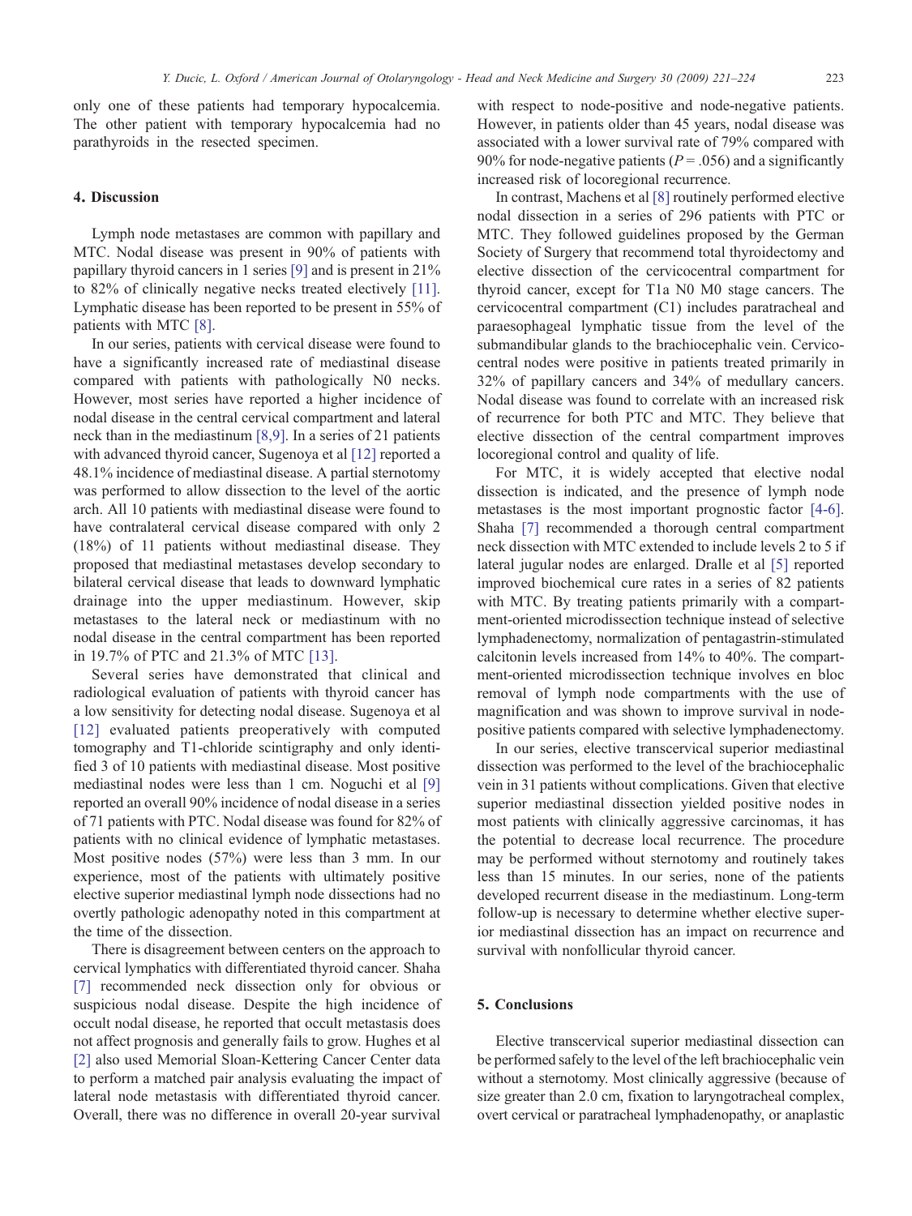only one of these patients had temporary hypocalcemia. The other patient with temporary hypocalcemia had no parathyroids in the resected specimen.

## 4. Discussion

Lymph node metastases are common with papillary and MTC. Nodal disease was present in 90% of patients with papillary thyroid cancers in 1 series [9] and is present in 21% to 82% of clinically negative necks treated electively [11]. Lymphatic disease has been reported to be present in 55% of patients with MTC [8].

In our series, patients with cervical disease were found to have a significantly increased rate of mediastinal disease compared with patients with pathologically N0 necks. However, most series have reported a higher incidence of nodal disease in the central cervical compartment and lateral neck than in the mediastinum [8,9]. In a series of 21 patients with advanced thyroid cancer, Sugenoya et al [12] reported a 48.1% incidence of mediastinal disease. A partial sternotomy was performed to allow dissection to the level of the aortic arch. All 10 patients with mediastinal disease were found to have contralateral cervical disease compared with only 2 (18%) of 11 patients without mediastinal disease. They proposed that mediastinal metastases develop secondary to bilateral cervical disease that leads to downward lymphatic drainage into the upper mediastinum. However, skip metastases to the lateral neck or mediastinum with no nodal disease in the central compartment has been reported in 19.7% of PTC and 21.3% of MTC [13].

Several series have demonstrated that clinical and radiological evaluation of patients with thyroid cancer has a low sensitivity for detecting nodal disease. Sugenoya et al [12] evaluated patients preoperatively with computed tomography and T1-chloride scintigraphy and only identified 3 of 10 patients with mediastinal disease. Most positive mediastinal nodes were less than 1 cm. Noguchi et al [9] reported an overall 90% incidence of nodal disease in a series of 71 patients with PTC. Nodal disease was found for 82% of patients with no clinical evidence of lymphatic metastases. Most positive nodes (57%) were less than 3 mm. In our experience, most of the patients with ultimately positive elective superior mediastinal lymph node dissections had no overtly pathologic adenopathy noted in this compartment at the time of the dissection.

There is disagreement between centers on the approach to cervical lymphatics with differentiated thyroid cancer. Shaha [7] recommended neck dissection only for obvious or suspicious nodal disease. Despite the high incidence of occult nodal disease, he reported that occult metastasis does not affect prognosis and generally fails to grow. Hughes et al [2] also used Memorial Sloan-Kettering Cancer Center data to perform a matched pair analysis evaluating the impact of lateral node metastasis with differentiated thyroid cancer. Overall, there was no difference in overall 20-year survival with respect to node-positive and node-negative patients. However, in patients older than 45 years, nodal disease was associated with a lower survival rate of 79% compared with 90% for node-negative patients ($P = .056$) and a significantly increased risk of locoregional recurrence.

In contrast, Machens et al [8] routinely performed elective nodal dissection in a series of 296 patients with PTC or MTC. They followed guidelines proposed by the German Society of Surgery that recommend total thyroidectomy and elective dissection of the cervicocentral compartment for thyroid cancer, except for T1a N0 M0 stage cancers. The cervicocentral compartment (C1) includes paratracheal and paraesophageal lymphatic tissue from the level of the submandibular glands to the brachiocephalic vein. Cervicocentral nodes were positive in patients treated primarily in 32% of papillary cancers and 34% of medullary cancers. Nodal disease was found to correlate with an increased risk of recurrence for both PTC and MTC. They believe that elective dissection of the central compartment improves locoregional control and quality of life.

For MTC, it is widely accepted that elective nodal dissection is indicated, and the presence of lymph node metastases is the most important prognostic factor [4-6]. Shaha [7] recommended a thorough central compartment neck dissection with MTC extended to include levels 2 to 5 if lateral jugular nodes are enlarged. Dralle et al [5] reported improved biochemical cure rates in a series of 82 patients with MTC. By treating patients primarily with a compartment-oriented microdissection technique instead of selective lymphadenectomy, normalization of pentagastrin-stimulated calcitonin levels increased from 14% to 40%. The compartment-oriented microdissection technique involves en bloc removal of lymph node compartments with the use of magnification and was shown to improve survival in node-positive patients compared with selective lymphadenectomy.

In our series, elective transcervical superior mediastinal dissection was performed to the level of the brachiocephalic vein in 31 patients without complications. Given that elective superior mediastinal dissection yielded positive nodes in most patients with clinically aggressive carcinomas, it has the potential to decrease local recurrence. The procedure may be performed without sternotomy and routinely takes less than 15 minutes. In our series, none of the patients developed recurrent disease in the mediastinum. Long-term follow-up is necessary to determine whether elective superior mediastinal dissection has an impact on recurrence and survival with nonfollicular thyroid cancer.

## 5. Conclusions

Elective transcervical superior mediastinal dissection can be performed safely to the level of the left brachiocephalic vein without a sternotomy. Most clinically aggressive (because of size greater than 2.0 cm, fixation to laryngotracheal complex, overt cervical or paratracheal lymphadenopathy, or anaplastic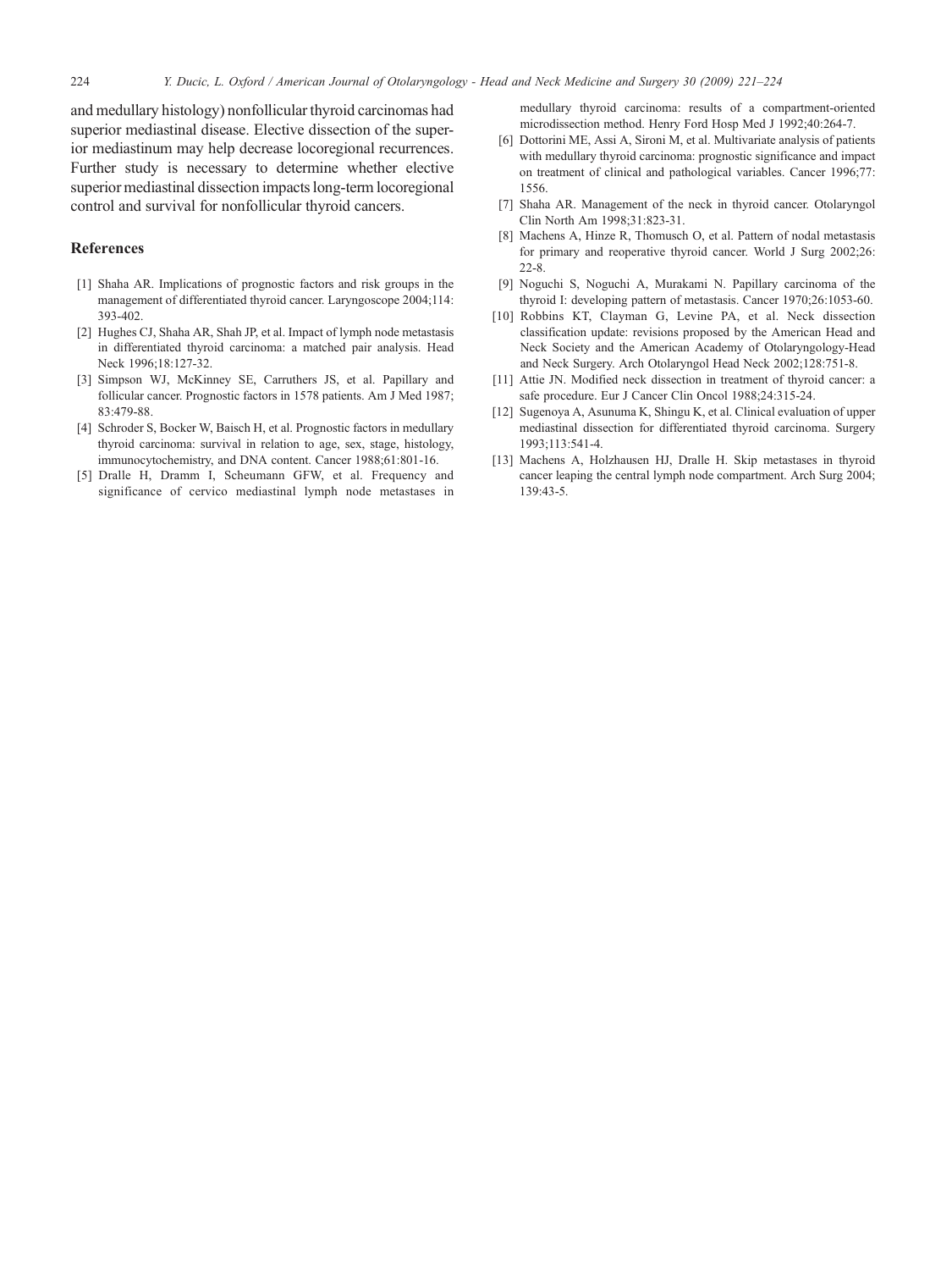and medullary histology) nonfollicular thyroid carcinomas had superior mediastinal disease. Elective dissection of the superior mediastinum may help decrease locoregional recurrences. Further study is necessary to determine whether elective superior mediastinal dissection impacts long-term locoregional control and survival for nonfollicular thyroid cancers.

## References

[1] Shaha AR. Implications of prognostic factors and risk groups in the management of differentiated thyroid cancer. Laryngoscope 2004;114: 393-402.

[2] Hughes CJ, Shaha AR, Shah JP, et al. Impact of lymph node metastasis in differentiated thyroid carcinoma: a matched pair analysis. Head Neck 1996;18:127-32.

[3] Simpson WJ, McKinney SE, Carruthers JS, et al. Papillary and follicular cancer. Prognostic factors in 1578 patients. Am J Med 1987; 83:479-88.

[4] Schroder S, Bocker W, Baisch H, et al. Prognostic factors in medullary thyroid carcinoma: survival in relation to age, sex, stage, histology, immunocytochemistry, and DNA content. Cancer 1988;61:801-16.

[5] Dralle H, Dramm I, Scheumann GFW, et al. Frequency and significance of cervico mediastinal lymph node metastases in medullary thyroid carcinoma: results of a compartment-oriented microdissection method. Henry Ford Hosp Med J 1992;40:264-7.

[6] Dottorini ME, Assi A, Sironi M, et al. Multivariate analysis of patients with medullary thyroid carcinoma: prognostic significance and impact on treatment of clinical and pathological variables. Cancer 1996;77: 1556.

[7] Shaha AR. Management of the neck in thyroid cancer. Otolaryngol Clin North Am 1998;31:823-31.

[8] Machens A, Hinze R, Thomusch O, et al. Pattern of nodal metastasis for primary and reoperative thyroid cancer. World J Surg 2002;26: 22-8.

[9] Noguchi S, Noguchi A, Murakami N. Papillary carcinoma of the thyroid I: developing pattern of metastasis. Cancer 1970;26:1053-60.

[10] Robbins KT, Clayman G, Levine PA, et al. Neck dissection classification update: revisions proposed by the American Head and Neck Society and the American Academy of Otolaryngology-Head and Neck Surgery. Arch Otolaryngol Head Neck 2002;128:751-8.

[11] Attie JN. Modified neck dissection in treatment of thyroid cancer: a safe procedure. Eur J Cancer Clin Oncol 1988;24:315-24.

[12] Sugenoya A, Asunuma K, Shingu K, et al. Clinical evaluation of upper mediastinal dissection for differentiated thyroid carcinoma. Surgery 1993;113:541-4.

[13] Machens A, Holzhausen HJ, Dralle H. Skip metastases in thyroid cancer leaping the central lymph node compartment. Arch Surg 2004; 139:43-5.